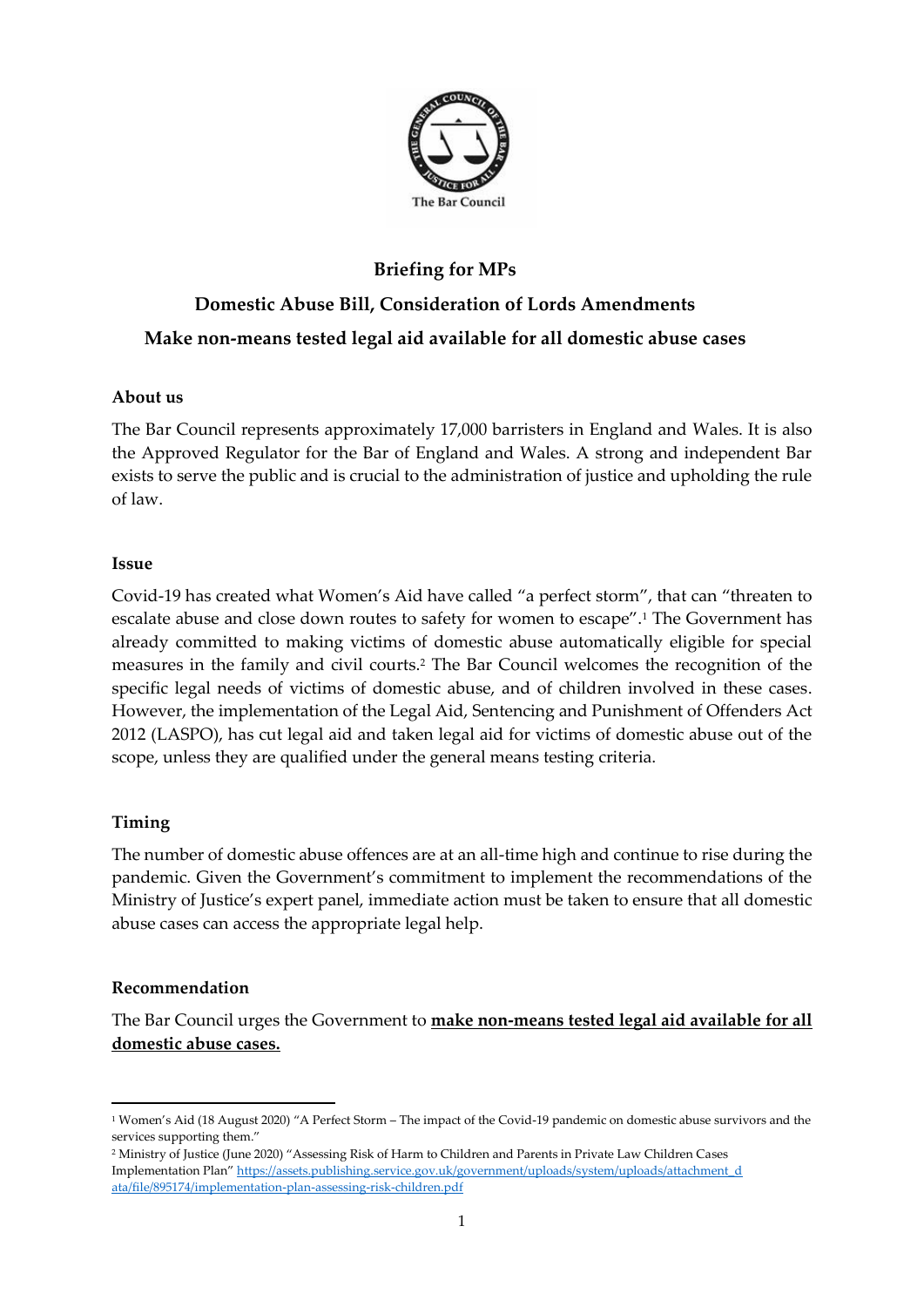# Briefing for MPs

## Domestic Abuse Bill, Consideration of Lords Amendments

## Make non-means tested legal aid available for all domestic abuse cases

### About us

The Bar Council represents approximately 17,000 barristers in England and Wales. It is also the Approved Regulator for the Bar of England and Wales. A strong and independent Bar exists to serve the public and is crucial to the administration of justice and upholding the rule of law.

### Issue

Covid-19 has created what Women's Aid have called "a perfect storm", that can "threaten to escalate abuse and close down routes to safety for women to escape".[1] The Government has already committed to making victims of domestic abuse automatically eligible for special measures in the family and civil courts.[2] The Bar Council welcomes the recognition of the specific legal needs of victims of domestic abuse, and of children involved in these cases. However, the implementation of the Legal Aid, Sentencing and Punishment of Offenders Act 2012 (LASPO), has cut legal aid and taken legal aid for victims of domestic abuse out of the scope, unless they are qualified under the general means testing criteria.

### Timing

The number of domestic abuse offences are at an all-time high and continue to rise during the pandemic. Given the Government's commitment to implement the recommendations of the Ministry of Justice's expert panel, immediate action must be taken to ensure that all domestic abuse cases can access the appropriate legal help.

### Recommendation

The Bar Council urges the Government to **make non-means tested legal aid available for all domestic abuse cases.**

---

[1] Women's Aid (18 August 2020) "A Perfect Storm – The impact of the Covid-19 pandemic on domestic abuse survivors and the services supporting them."

[2] Ministry of Justice (June 2020) "Assessing Risk of Harm to Children and Parents in Private Law Children Cases Implementation Plan" https://assets.publishing.service.gov.uk/government/uploads/system/uploads/attachment_data/file/895174/implementation-plan-assessing-risk-children.pdf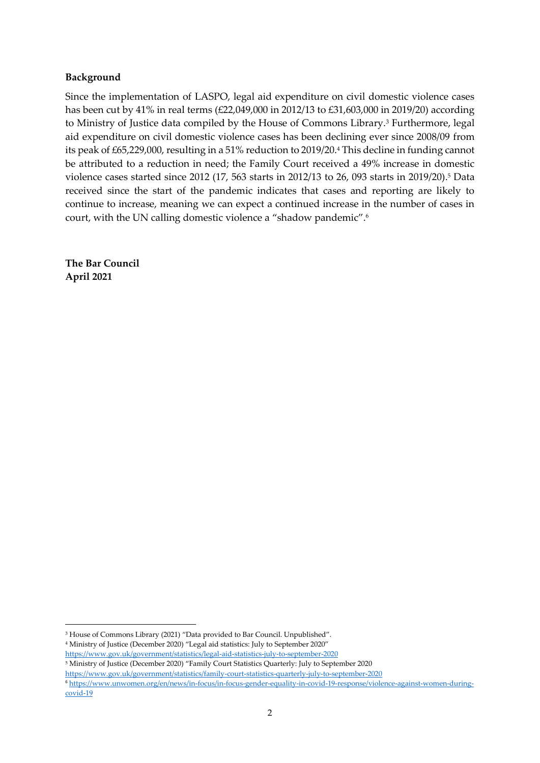**Background**

Since the implementation of LASPO, legal aid expenditure on civil domestic violence cases has been cut by 41% in real terms (£22,049,000 in 2012/13 to £31,603,000 in 2019/20) according to Ministry of Justice data compiled by the House of Commons Library.[3] Furthermore, legal aid expenditure on civil domestic violence cases has been declining ever since 2008/09 from its peak of £65,229,000, resulting in a 51% reduction to 2019/20.[4] This decline in funding cannot be attributed to a reduction in need; the Family Court received a 49% increase in domestic violence cases started since 2012 (17, 563 starts in 2012/13 to 26, 093 starts in 2019/20).[5] Data received since the start of the pandemic indicates that cases and reporting are likely to continue to increase, meaning we can expect a continued increase in the number of cases in court, with the UN calling domestic violence a "shadow pandemic".[6]

**The Bar Council**
**April 2021**

---

[3] House of Commons Library (2021) "Data provided to Bar Council. Unpublished".

[4] Ministry of Justice (December 2020) "Legal aid statistics: July to September 2020" https://www.gov.uk/government/statistics/legal-aid-statistics-july-to-september-2020

[5] Ministry of Justice (December 2020) "Family Court Statistics Quarterly: July to September 2020 https://www.gov.uk/government/statistics/family-court-statistics-quarterly-july-to-september-2020

[6] https://www.unwomen.org/en/news/in-focus/in-focus-gender-equality-in-covid-19-response/violence-against-women-during-covid-19